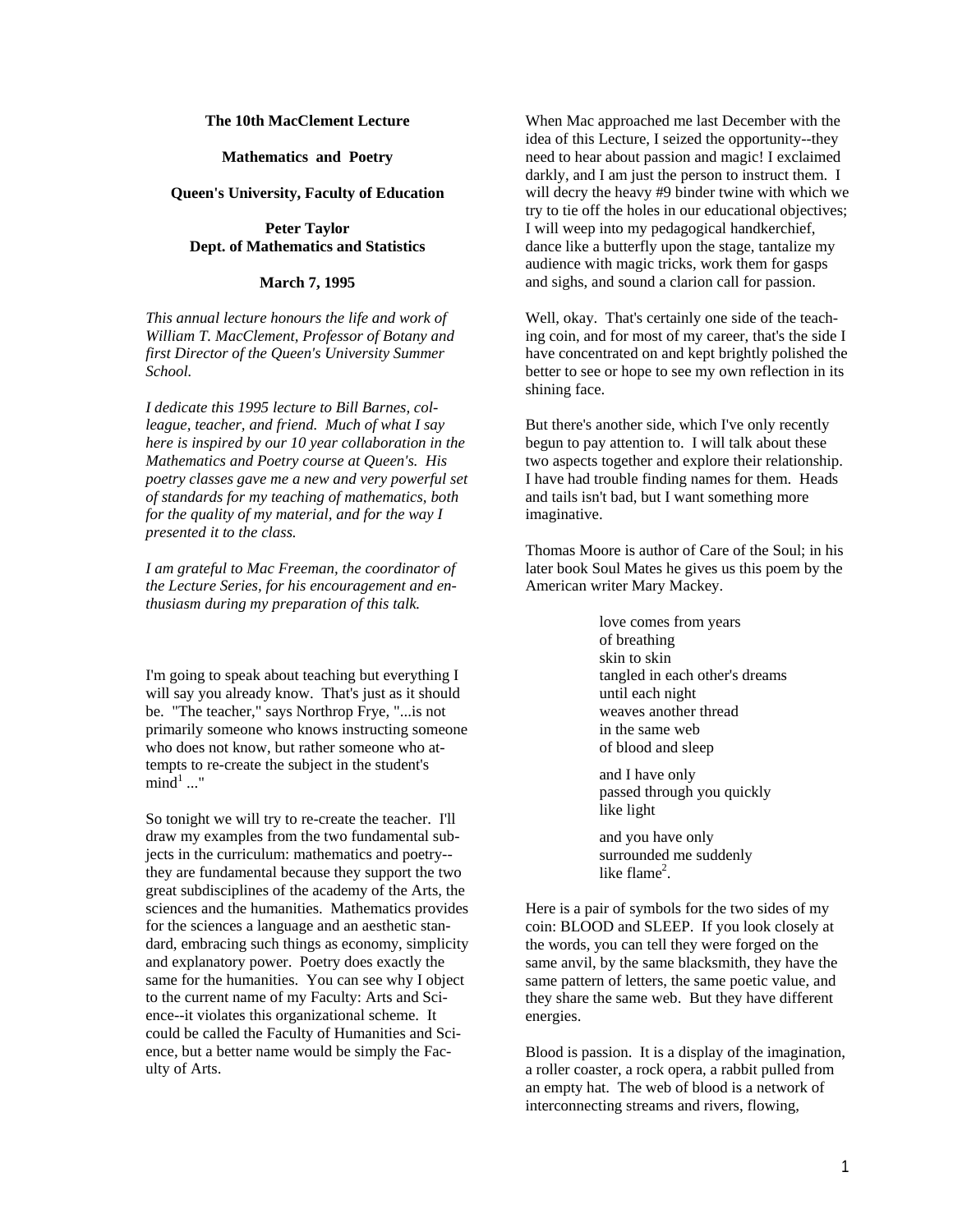**The 10th MacClement Lecture**

**Mathematics and Poetry**

**Queen's University, Faculty of Education**

**Peter Taylor**
**Dept. of Mathematics and Statistics**

**March 7, 1995**

*This annual lecture honours the life and work of William T. MacClement, Professor of Botany and first Director of the Queen's University Summer School.*

*I dedicate this 1995 lecture to Bill Barnes, colleague, teacher, and friend. Much of what I say here is inspired by our 10 year collaboration in the Mathematics and Poetry course at Queen's. His poetry classes gave me a new and very powerful set of standards for my teaching of mathematics, both for the quality of my material, and for the way I presented it to the class.*

*I am grateful to Mac Freeman, the coordinator of the Lecture Series, for his encouragement and enthusiasm during my preparation of this talk.*

I'm going to speak about teaching but everything I will say you already know. That's just as it should be. "The teacher," says Northrop Frye, "...is not primarily someone who knows instructing someone who does not know, but rather someone who attempts to re-create the subject in the student's mind[1] ..."

So tonight we will try to re-create the teacher. I'll draw my examples from the two fundamental subjects in the curriculum: mathematics and poetry--they are fundamental because they support the two great subdisciplines of the academy of the Arts, the sciences and the humanities. Mathematics provides for the sciences a language and an aesthetic standard, embracing such things as economy, simplicity and explanatory power. Poetry does exactly the same for the humanities. You can see why I object to the current name of my Faculty: Arts and Science--it violates this organizational scheme. It could be called the Faculty of Humanities and Science, but a better name would be simply the Faculty of Arts.

When Mac approached me last December with the idea of this Lecture, I seized the opportunity--they need to hear about passion and magic! I exclaimed darkly, and I am just the person to instruct them. I will decry the heavy #9 binder twine with which we try to tie off the holes in our educational objectives; I will weep into my pedagogical handkerchief, dance like a butterfly upon the stage, tantalize my audience with magic tricks, work them for gasps and sighs, and sound a clarion call for passion.

Well, okay. That's certainly one side of the teaching coin, and for most of my career, that's the side I have concentrated on and kept brightly polished the better to see or hope to see my own reflection in its shining face.

But there's another side, which I've only recently begun to pay attention to. I will talk about these two aspects together and explore their relationship. I have had trouble finding names for them. Heads and tails isn't bad, but I want something more imaginative.

Thomas Moore is author of Care of the Soul; in his later book Soul Mates he gives us this poem by the American writer Mary Mackey.

> love comes from years
> of breathing
> skin to skin
> tangled in each other's dreams
> until each night
> weaves another thread
> in the same web
> of blood and sleep
>
> and I have only
> passed through you quickly
> like light
>
> and you have only
> surrounded me suddenly
> like flame[2].

Here is a pair of symbols for the two sides of my coin: BLOOD and SLEEP. If you look closely at the words, you can tell they were forged on the same anvil, by the same blacksmith, they have the same pattern of letters, the same poetic value, and they share the same web. But they have different energies.

Blood is passion. It is a display of the imagination, a roller coaster, a rock opera, a rabbit pulled from an empty hat. The web of blood is a network of interconnecting streams and rivers, flowing,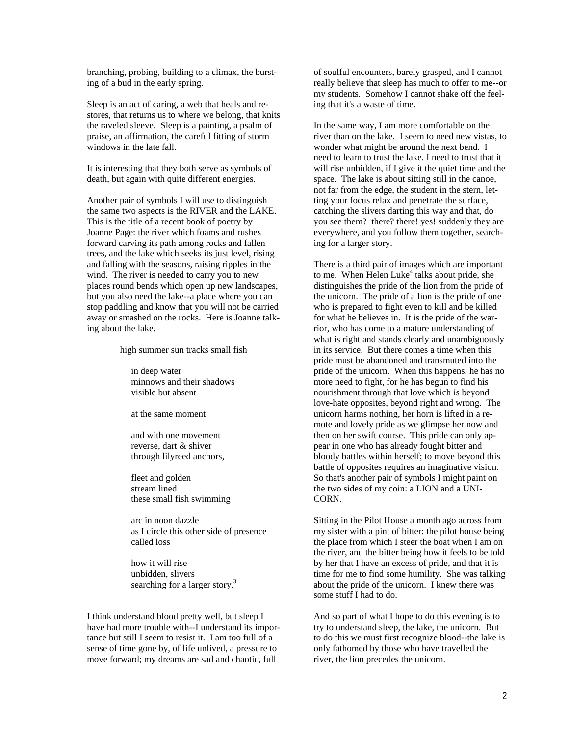branching, probing, building to a climax, the bursting of a bud in the early spring.

Sleep is an act of caring, a web that heals and restores, that returns us to where we belong, that knits the raveled sleeve. Sleep is a painting, a psalm of praise, an affirmation, the careful fitting of storm windows in the late fall.

It is interesting that they both serve as symbols of death, but again with quite different energies.

Another pair of symbols I will use to distinguish the same two aspects is the RIVER and the LAKE. This is the title of a recent book of poetry by Joanne Page: the river which foams and rushes forward carving its path among rocks and fallen trees, and the lake which seeks its just level, rising and falling with the seasons, raising ripples in the wind. The river is needed to carry you to new places round bends which open up new landscapes, but you also need the lake--a place where you can stop paddling and know that you will not be carried away or smashed on the rocks. Here is Joanne talking about the lake.

> high summer sun tracks small fish
>
> in deep water
> minnows and their shadows
> visible but absent
>
> at the same moment
>
> and with one movement
> reverse, dart & shiver
> through lilyreed anchors,
>
> fleet and golden
> stream lined
> these small fish swimming
>
> arc in noon dazzle
> as I circle this other side of presence
> called loss
>
> how it will rise
> unbidden, slivers
> searching for a larger story.[3]

I think understand blood pretty well, but sleep I have had more trouble with--I understand its importance but still I seem to resist it. I am too full of a sense of time gone by, of life unlived, a pressure to move forward; my dreams are sad and chaotic, full of soulful encounters, barely grasped, and I cannot really believe that sleep has much to offer to me--or my students. Somehow I cannot shake off the feeling that it's a waste of time.

In the same way, I am more comfortable on the river than on the lake. I seem to need new vistas, to wonder what might be around the next bend. I need to learn to trust the lake. I need to trust that it will rise unbidden, if I give it the quiet time and the space. The lake is about sitting still in the canoe, not far from the edge, the student in the stern, letting your focus relax and penetrate the surface, catching the slivers darting this way and that, do you see them? there? there! yes! suddenly they are everywhere, and you follow them together, searching for a larger story.

There is a third pair of images which are important to me. When Helen Luke[4] talks about pride, she distinguishes the pride of the lion from the pride of the unicorn. The pride of a lion is the pride of one who is prepared to fight even to kill and be killed for what he believes in. It is the pride of the warrior, who has come to a mature understanding of what is right and stands clearly and unambiguously in its service. But there comes a time when this pride must be abandoned and transmuted into the pride of the unicorn. When this happens, he has no more need to fight, for he has begun to find his nourishment through that love which is beyond love-hate opposites, beyond right and wrong. The unicorn harms nothing, her horn is lifted in a remote and lovely pride as we glimpse her now and then on her swift course. This pride can only appear in one who has already fought bitter and bloody battles within herself; to move beyond this battle of opposites requires an imaginative vision. So that's another pair of symbols I might paint on the two sides of my coin: a LION and a UNICORN.

Sitting in the Pilot House a month ago across from my sister with a pint of bitter: the pilot house being the place from which I steer the boat when I am on the river, and the bitter being how it feels to be told by her that I have an excess of pride, and that it is time for me to find some humility. She was talking about the pride of the unicorn. I knew there was some stuff I had to do.

And so part of what I hope to do this evening is to try to understand sleep, the lake, the unicorn. But to do this we must first recognize blood--the lake is only fathomed by those who have travelled the river, the lion precedes the unicorn.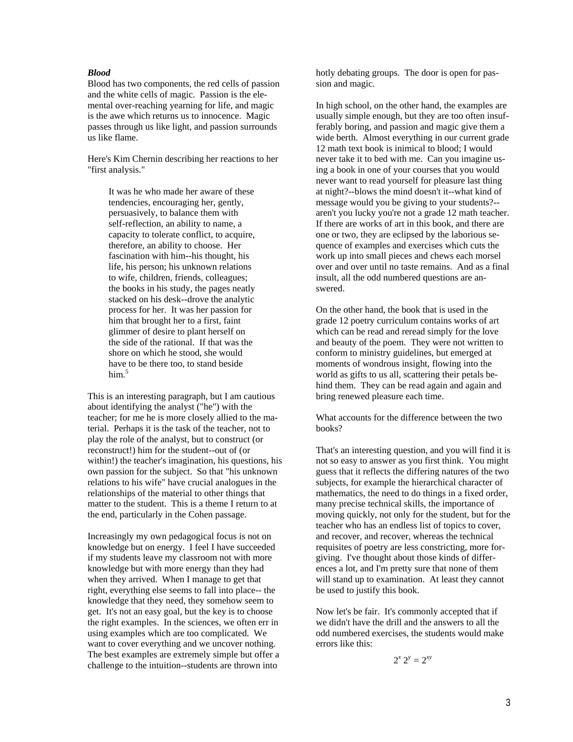***Blood***

Blood has two components, the red cells of passion and the white cells of magic. Passion is the elemental over-reaching yearning for life, and magic is the awe which returns us to innocence. Magic passes through us like light, and passion surrounds us like flame.

Here's Kim Chernin describing her reactions to her "first analysis."

> It was he who made her aware of these tendencies, encouraging her, gently, persuasively, to balance them with self-reflection, an ability to name, a capacity to tolerate conflict, to acquire, therefore, an ability to choose. Her fascination with him--his thought, his life, his person; his unknown relations to wife, children, friends, colleagues; the books in his study, the pages neatly stacked on his desk--drove the analytic process for her. It was her passion for him that brought her to a first, faint glimmer of desire to plant herself on the side of the rational. If that was the shore on which he stood, she would have to be there too, to stand beside him.[5]

This is an interesting paragraph, but I am cautious about identifying the analyst ("he") with the teacher; for me he is more closely allied to the material. Perhaps it is the task of the teacher, not to play the role of the analyst, but to construct (or reconstruct!) him for the student--out of (or within!) the teacher's imagination, his questions, his own passion for the subject. So that "his unknown relations to his wife" have crucial analogues in the relationships of the material to other things that matter to the student. This is a theme I return to at the end, particularly in the Cohen passage.

Increasingly my own pedagogical focus is not on knowledge but on energy. I feel I have succeeded if my students leave my classroom not with more knowledge but with more energy than they had when they arrived. When I manage to get that right, everything else seems to fall into place-- the knowledge that they need, they somehow seem to get. It's not an easy goal, but the key is to choose the right examples. In the sciences, we often err in using examples which are too complicated. We want to cover everything and we uncover nothing. The best examples are extremely simple but offer a challenge to the intuition--students are thrown into hotly debating groups. The door is open for passion and magic.

In high school, on the other hand, the examples are usually simple enough, but they are too often insufferably boring, and passion and magic give them a wide berth. Almost everything in our current grade 12 math text book is inimical to blood; I would never take it to bed with me. Can you imagine using a book in one of your courses that you would never want to read yourself for pleasure last thing at night?--blows the mind doesn't it--what kind of message would you be giving to your students?--aren't you lucky you're not a grade 12 math teacher. If there are works of art in this book, and there are one or two, they are eclipsed by the laborious sequence of examples and exercises which cuts the work up into small pieces and chews each morsel over and over until no taste remains. And as a final insult, all the odd numbered questions are answered.

On the other hand, the book that is used in the grade 12 poetry curriculum contains works of art which can be read and reread simply for the love and beauty of the poem. They were not written to conform to ministry guidelines, but emerged at moments of wondrous insight, flowing into the world as gifts to us all, scattering their petals behind them. They can be read again and again and bring renewed pleasure each time.

What accounts for the difference between the two books?

That's an interesting question, and you will find it is not so easy to answer as you first think. You might guess that it reflects the differing natures of the two subjects, for example the hierarchical character of mathematics, the need to do things in a fixed order, many precise technical skills, the importance of moving quickly, not only for the student, but for the teacher who has an endless list of topics to cover, and recover, and recover, whereas the technical requisites of poetry are less constricting, more forgiving. I've thought about those kinds of differences a lot, and I'm pretty sure that none of them will stand up to examination. At least they cannot be used to justify this book.

Now let's be fair. It's commonly accepted that if we didn't have the drill and the answers to all the odd numbered exercises, the students would make errors like this:

$$2^x\,2^y = 2^{xy}$$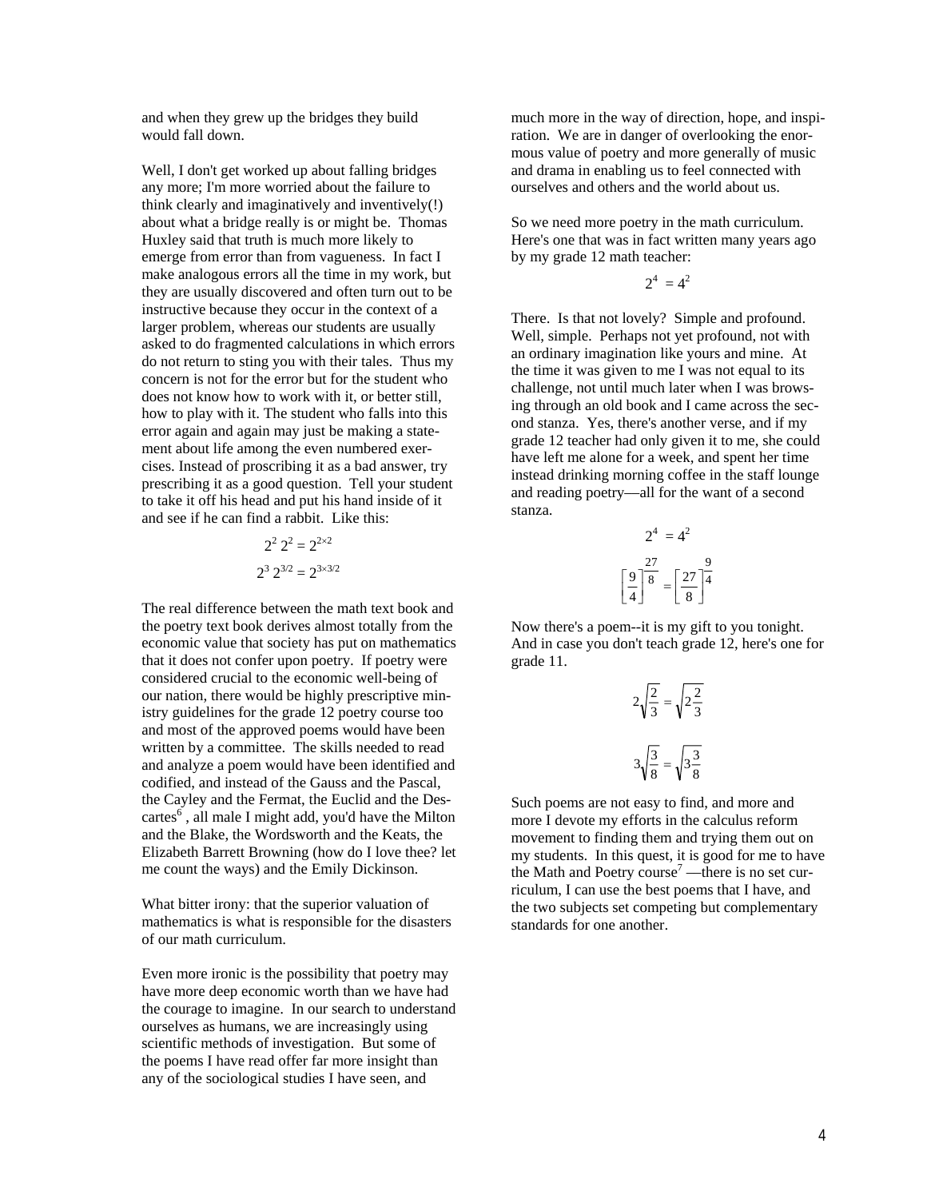and when they grew up the bridges they build would fall down.

Well, I don't get worked up about falling bridges any more; I'm more worried about the failure to think clearly and imaginatively and inventively(!) about what a bridge really is or might be. Thomas Huxley said that truth is much more likely to emerge from error than from vagueness. In fact I make analogous errors all the time in my work, but they are usually discovered and often turn out to be instructive because they occur in the context of a larger problem, whereas our students are usually asked to do fragmented calculations in which errors do not return to sting you with their tales. Thus my concern is not for the error but for the student who does not know how to work with it, or better still, how to play with it. The student who falls into this error again and again may just be making a statement about life among the even numbered exercises. Instead of proscribing it as a bad answer, try prescribing it as a good question. Tell your student to take it off his head and put his hand inside of it and see if he can find a rabbit. Like this:

$$2^2\,2^2 = 2^{2\times 2}$$

$$2^3\,2^{3/2} = 2^{3\times 3/2}$$

The real difference between the math text book and the poetry text book derives almost totally from the economic value that society has put on mathematics that it does not confer upon poetry. If poetry were considered crucial to the economic well-being of our nation, there would be highly prescriptive ministry guidelines for the grade 12 poetry course too and most of the approved poems would have been written by a committee. The skills needed to read and analyze a poem would have been identified and codified, and instead of the Gauss and the Pascal, the Cayley and the Fermat, the Euclid and the Descartes[6], all male I might add, you'd have the Milton and the Blake, the Wordsworth and the Keats, the Elizabeth Barrett Browning (how do I love thee? let me count the ways) and the Emily Dickinson.

What bitter irony: that the superior valuation of mathematics is what is responsible for the disasters of our math curriculum.

Even more ironic is the possibility that poetry may have more deep economic worth than we have had the courage to imagine. In our search to understand ourselves as humans, we are increasingly using scientific methods of investigation. But some of the poems I have read offer far more insight than any of the sociological studies I have seen, and much more in the way of direction, hope, and inspiration. We are in danger of overlooking the enormous value of poetry and more generally of music and drama in enabling us to feel connected with ourselves and others and the world about us.

So we need more poetry in the math curriculum. Here's one that was in fact written many years ago by my grade 12 math teacher:

$$2^4 = 4^2$$

There. Is that not lovely? Simple and profound. Well, simple. Perhaps not yet profound, not with an ordinary imagination like yours and mine. At the time it was given to me I was not equal to its challenge, not until much later when I was browsing through an old book and I came across the second stanza. Yes, there's another verse, and if my grade 12 teacher had only given it to me, she could have left me alone for a week, and spent her time instead drinking morning coffee in the staff lounge and reading poetry—all for the want of a second stanza.

$$2^4 = 4^2$$

$$\left[\frac{9}{4}\right]^{\frac{27}{8}} = \left[\frac{27}{8}\right]^{\frac{9}{4}}$$

Now there's a poem--it is my gift to you tonight. And in case you don't teach grade 12, here's one for grade 11.

$$2\sqrt{\frac{2}{3}} = \sqrt{2\frac{2}{3}}$$

$$3\sqrt{\frac{3}{8}} = \sqrt{3\frac{3}{8}}$$

Such poems are not easy to find, and more and more I devote my efforts in the calculus reform movement to finding them and trying them out on my students. In this quest, it is good for me to have the Math and Poetry course[7] —there is no set curriculum, I can use the best poems that I have, and the two subjects set competing but complementary standards for one another.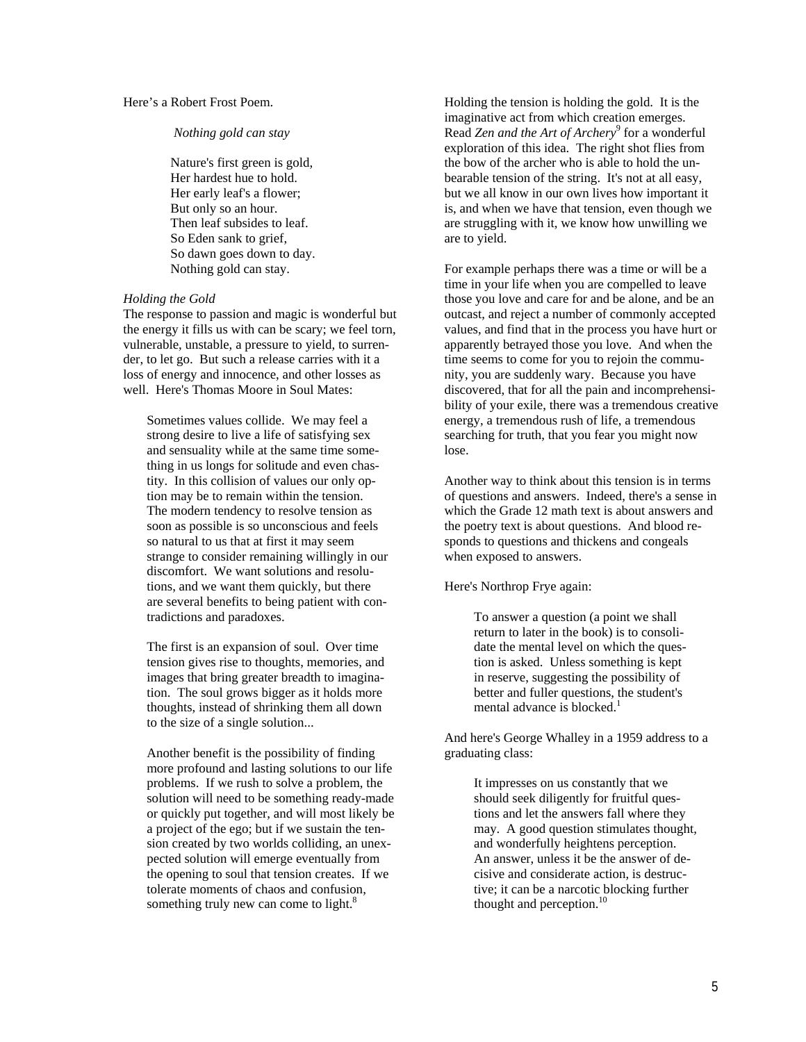Here's a Robert Frost Poem.

> *Nothing gold can stay*
>
> Nature's first green is gold,
> Her hardest hue to hold.
> Her early leaf's a flower;
> But only so an hour.
> Then leaf subsides to leaf.
> So Eden sank to grief,
> So dawn goes down to day.
> Nothing gold can stay.

*Holding the Gold*

The response to passion and magic is wonderful but the energy it fills us with can be scary; we feel torn, vulnerable, unstable, a pressure to yield, to surrender, to let go. But such a release carries with it a loss of energy and innocence, and other losses as well. Here's Thomas Moore in Soul Mates:

> Sometimes values collide. We may feel a strong desire to live a life of satisfying sex and sensuality while at the same time something in us longs for solitude and even chastity. In this collision of values our only option may be to remain within the tension. The modern tendency to resolve tension as soon as possible is so unconscious and feels so natural to us that at first it may seem strange to consider remaining willingly in our discomfort. We want solutions and resolutions, and we want them quickly, but there are several benefits to being patient with contradictions and paradoxes.
>
> The first is an expansion of soul. Over time tension gives rise to thoughts, memories, and images that bring greater breadth to imagination. The soul grows bigger as it holds more thoughts, instead of shrinking them all down to the size of a single solution...
>
> Another benefit is the possibility of finding more profound and lasting solutions to our life problems. If we rush to solve a problem, the solution will need to be something ready-made or quickly put together, and will most likely be a project of the ego; but if we sustain the tension created by two worlds colliding, an unexpected solution will emerge eventually from the opening to soul that tension creates. If we tolerate moments of chaos and confusion, something truly new can come to light.[8]

Holding the tension is holding the gold. It is the imaginative act from which creation emerges. Read *Zen and the Art of Archery*[9] for a wonderful exploration of this idea. The right shot flies from the bow of the archer who is able to hold the unbearable tension of the string. It's not at all easy, but we all know in our own lives how important it is, and when we have that tension, even though we are struggling with it, we know how unwilling we are to yield.

For example perhaps there was a time or will be a time in your life when you are compelled to leave those you love and care for and be alone, and be an outcast, and reject a number of commonly accepted values, and find that in the process you have hurt or apparently betrayed those you love. And when the time seems to come for you to rejoin the community, you are suddenly wary. Because you have discovered, that for all the pain and incomprehensibility of your exile, there was a tremendous creative energy, a tremendous rush of life, a tremendous searching for truth, that you fear you might now lose.

Another way to think about this tension is in terms of questions and answers. Indeed, there's a sense in which the Grade 12 math text is about answers and the poetry text is about questions. And blood responds to questions and thickens and congeals when exposed to answers.

Here's Northrop Frye again:

> To answer a question (a point we shall return to later in the book) is to consolidate the mental level on which the question is asked. Unless something is kept in reserve, suggesting the possibility of better and fuller questions, the student's mental advance is blocked.[1]

And here's George Whalley in a 1959 address to a graduating class:

> It impresses on us constantly that we should seek diligently for fruitful questions and let the answers fall where they may. A good question stimulates thought, and wonderfully heightens perception. An answer, unless it be the answer of decisive and considerate action, is destructive; it can be a narcotic blocking further thought and perception.[10]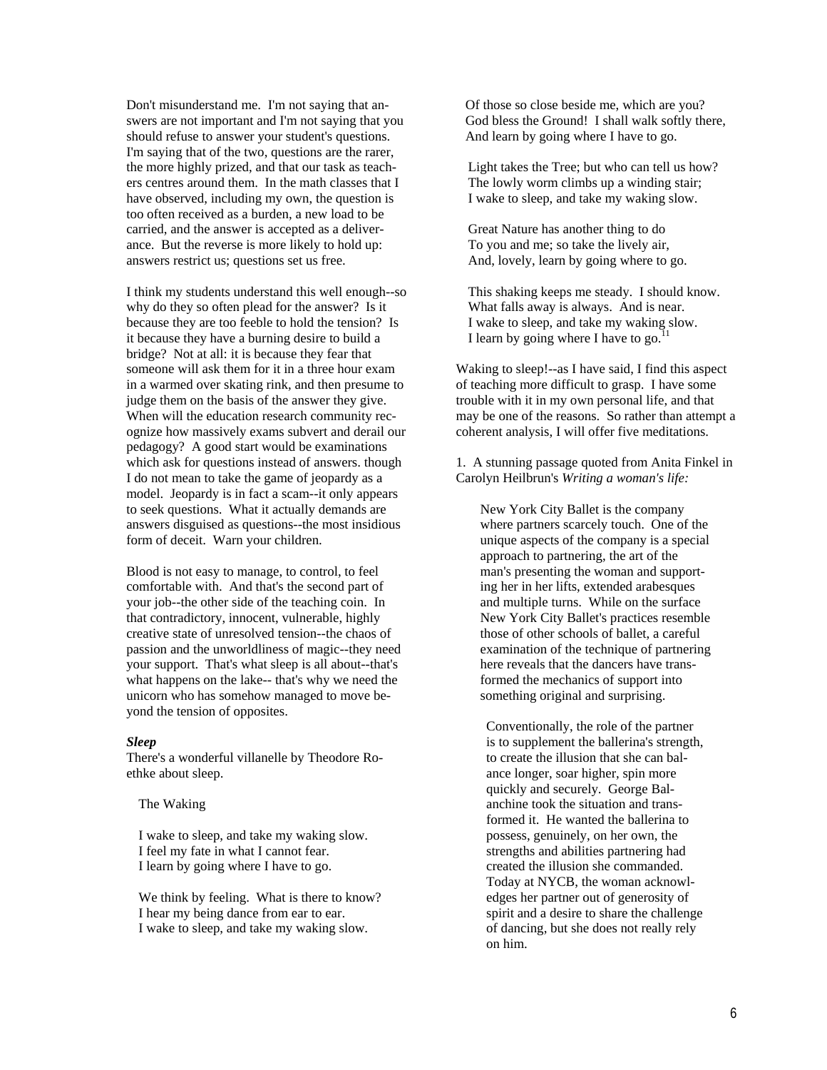Don't misunderstand me. I'm not saying that answers are not important and I'm not saying that you should refuse to answer your student's questions. I'm saying that of the two, questions are the rarer, the more highly prized, and that our task as teachers centres around them. In the math classes that I have observed, including my own, the question is too often received as a burden, a new load to be carried, and the answer is accepted as a deliverance. But the reverse is more likely to hold up: answers restrict us; questions set us free.

I think my students understand this well enough--so why do they so often plead for the answer? Is it because they are too feeble to hold the tension? Is it because they have a burning desire to build a bridge? Not at all: it is because they fear that someone will ask them for it in a three hour exam in a warmed over skating rink, and then presume to judge them on the basis of the answer they give. When will the education research community recognize how massively exams subvert and derail our pedagogy? A good start would be examinations which ask for questions instead of answers. though I do not mean to take the game of jeopardy as a model. Jeopardy is in fact a scam--it only appears to seek questions. What it actually demands are answers disguised as questions--the most insidious form of deceit. Warn your children.

Blood is not easy to manage, to control, to feel comfortable with. And that's the second part of your job--the other side of the teaching coin. In that contradictory, innocent, vulnerable, highly creative state of unresolved tension--the chaos of passion and the unworldliness of magic--they need your support. That's what sleep is all about--that's what happens on the lake-- that's why we need the unicorn who has somehow managed to move beyond the tension of opposites.

***Sleep***

There's a wonderful villanelle by Theodore Roethke about sleep.

The Waking

I wake to sleep, and take my waking slow.
I feel my fate in what I cannot fear.
I learn by going where I have to go.

We think by feeling. What is there to know?
I hear my being dance from ear to ear.
I wake to sleep, and take my waking slow.

Of those so close beside me, which are you?
God bless the Ground! I shall walk softly there,
And learn by going where I have to go.

Light takes the Tree; but who can tell us how?
The lowly worm climbs up a winding stair;
I wake to sleep, and take my waking slow.

Great Nature has another thing to do
To you and me; so take the lively air,
And, lovely, learn by going where to go.

This shaking keeps me steady. I should know.
What falls away is always. And is near.
I wake to sleep, and take my waking slow.
I learn by going where I have to go.[11]

Waking to sleep!--as I have said, I find this aspect of teaching more difficult to grasp. I have some trouble with it in my own personal life, and that may be one of the reasons. So rather than attempt a coherent analysis, I will offer five meditations.

1. A stunning passage quoted from Anita Finkel in Carolyn Heilbrun's *Writing a woman's life:*

> New York City Ballet is the company where partners scarcely touch. One of the unique aspects of the company is a special approach to partnering, the art of the man's presenting the woman and supporting her in her lifts, extended arabesques and multiple turns. While on the surface New York City Ballet's practices resemble those of other schools of ballet, a careful examination of the technique of partnering here reveals that the dancers have transformed the mechanics of support into something original and surprising.
>
> Conventionally, the role of the partner is to supplement the ballerina's strength, to create the illusion that she can balance longer, soar higher, spin more quickly and securely. George Balanchine took the situation and transformed it. He wanted the ballerina to possess, genuinely, on her own, the strengths and abilities partnering had created the illusion she commanded. Today at NYCB, the woman acknowledges her partner out of generosity of spirit and a desire to share the challenge of dancing, but she does not really rely on him.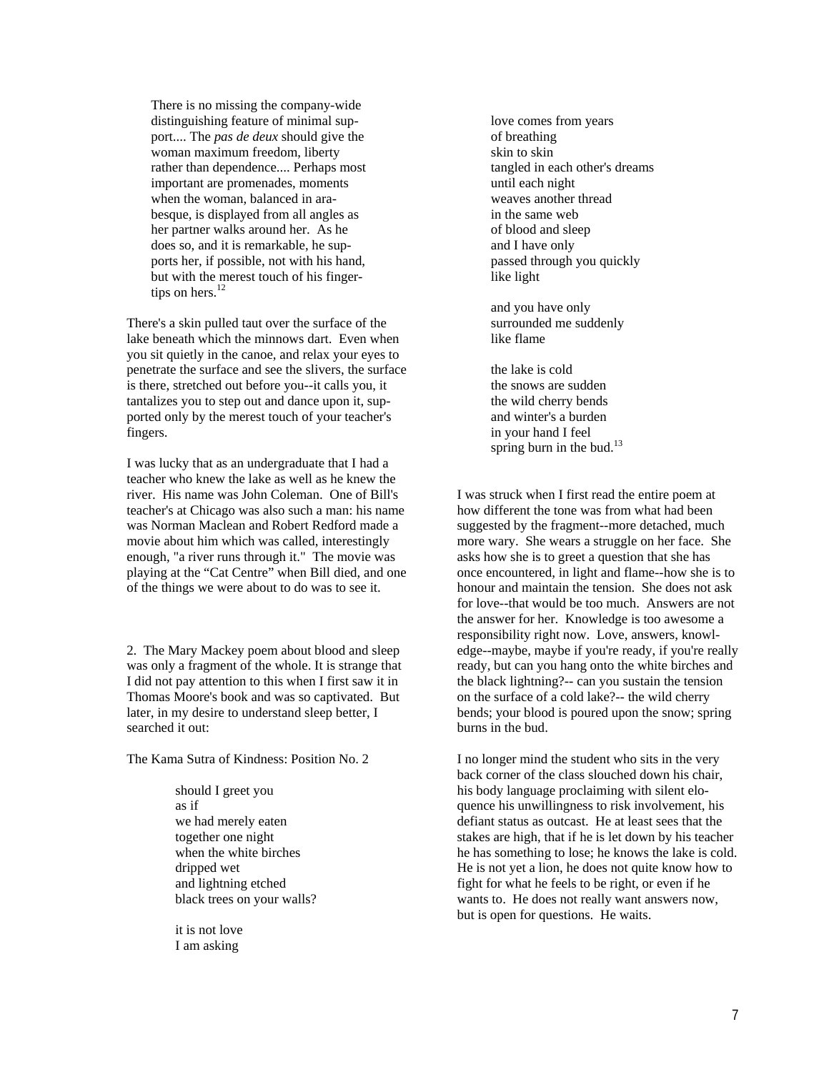> There is no missing the company-wide distinguishing feature of minimal support.... The *pas de deux* should give the woman maximum freedom, liberty rather than dependence.... Perhaps most important are promenades, moments when the woman, balanced in arabesque, is displayed from all angles as her partner walks around her. As he does so, and it is remarkable, he supports her, if possible, not with his hand, but with the merest touch of his fingertips on hers.[12]

There's a skin pulled taut over the surface of the lake beneath which the minnows dart. Even when you sit quietly in the canoe, and relax your eyes to penetrate the surface and see the slivers, the surface is there, stretched out before you--it calls you, it tantalizes you to step out and dance upon it, supported only by the merest touch of your teacher's fingers.

I was lucky that as an undergraduate that I had a teacher who knew the lake as well as he knew the river. His name was John Coleman. One of Bill's teacher's at Chicago was also such a man: his name was Norman Maclean and Robert Redford made a movie about him which was called, interestingly enough, "a river runs through it." The movie was playing at the "Cat Centre" when Bill died, and one of the things we were about to do was to see it.

2. The Mary Mackey poem about blood and sleep was only a fragment of the whole. It is strange that I did not pay attention to this when I first saw it in Thomas Moore's book and was so captivated. But later, in my desire to understand sleep better, I searched it out:

The Kama Sutra of Kindness: Position No. 2

> should I greet you  
> as if  
> we had merely eaten  
> together one night  
> when the white birches  
> dripped wet  
> and lightning etched  
> black trees on your walls?
>
> it is not love  
> I am asking  
> love comes from years  
> of breathing  
> skin to skin  
> tangled in each other's dreams  
> until each night  
> weaves another thread  
> in the same web  
> of blood and sleep  
> and I have only  
> passed through you quickly  
> like light
>
> and you have only  
> surrounded me suddenly  
> like flame
>
> the lake is cold  
> the snows are sudden  
> the wild cherry bends  
> and winter's a burden  
> in your hand I feel  
> spring burn in the bud.[13]

I was struck when I first read the entire poem at how different the tone was from what had been suggested by the fragment--more detached, much more wary. She wears a struggle on her face. She asks how she is to greet a question that she has once encountered, in light and flame--how she is to honour and maintain the tension. She does not ask for love--that would be too much. Answers are not the answer for her. Knowledge is too awesome a responsibility right now. Love, answers, knowledge--maybe, maybe if you're ready, if you're really ready, but can you hang onto the white birches and the black lightning?-- can you sustain the tension on the surface of a cold lake?-- the wild cherry bends; your blood is poured upon the snow; spring burns in the bud.

I no longer mind the student who sits in the very back corner of the class slouched down his chair, his body language proclaiming with silent eloquence his unwillingness to risk involvement, his defiant status as outcast. He at least sees that the stakes are high, that if he is let down by his teacher he has something to lose; he knows the lake is cold. He is not yet a lion, he does not quite know how to fight for what he feels to be right, or even if he wants to. He does not really want answers now, but is open for questions. He waits.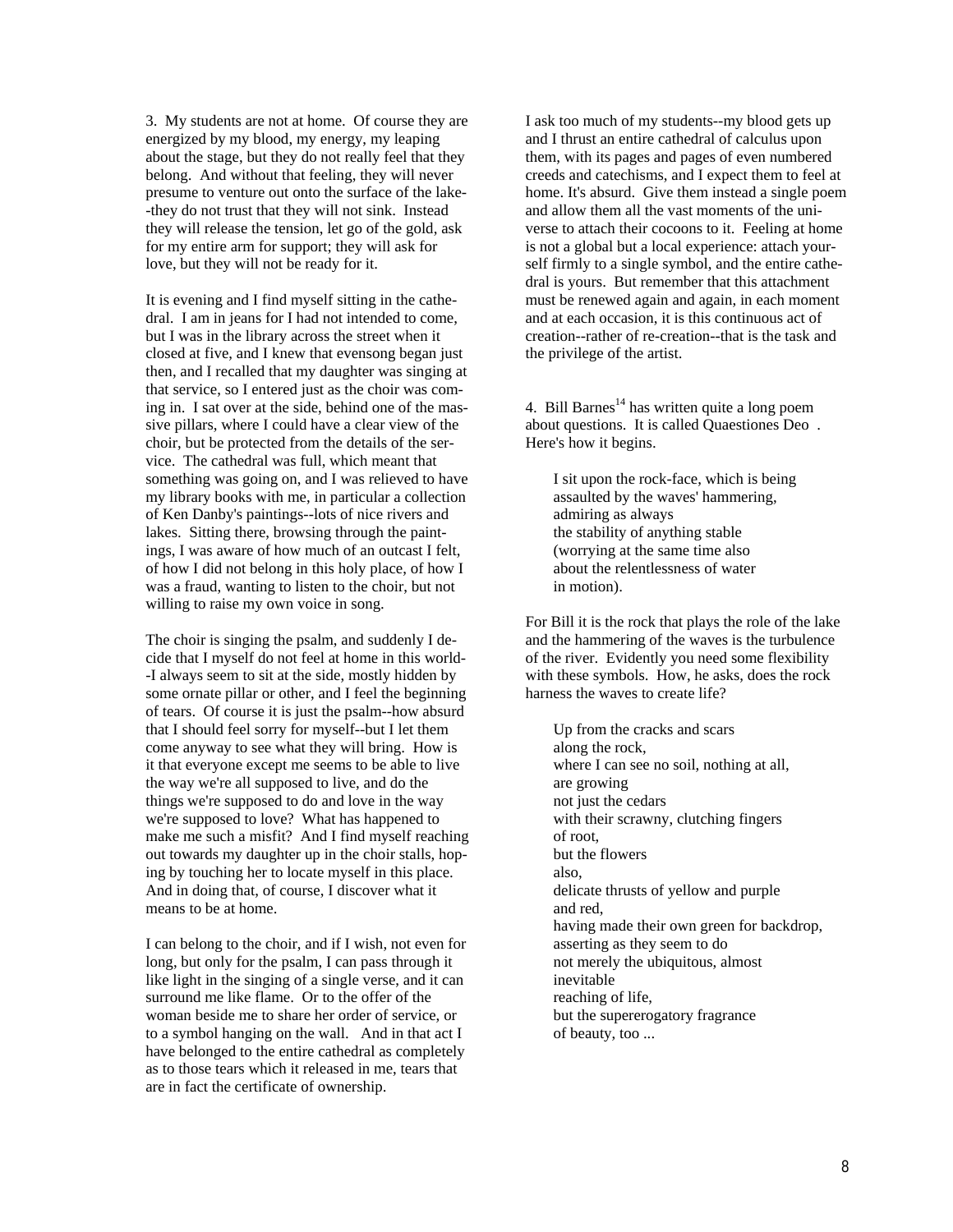3.  My students are not at home.  Of course they are energized by my blood, my energy, my leaping about the stage, but they do not really feel that they belong.  And without that feeling, they will never presume to venture out onto the surface of the lake--they do not trust that they will not sink.  Instead they will release the tension, let go of the gold, ask for my entire arm for support; they will ask for love, but they will not be ready for it.

It is evening and I find myself sitting in the cathedral.  I am in jeans for I had not intended to come, but I was in the library across the street when it closed at five, and I knew that evensong began just then, and I recalled that my daughter was singing at that service, so I entered just as the choir was coming in.  I sat over at the side, behind one of the massive pillars, where I could have a clear view of the choir, but be protected from the details of the service.  The cathedral was full, which meant that something was going on, and I was relieved to have my library books with me, in particular a collection of Ken Danby's paintings--lots of nice rivers and lakes.  Sitting there, browsing through the paintings, I was aware of how much of an outcast I felt, of how I did not belong in this holy place, of how I was a fraud, wanting to listen to the choir, but not willing to raise my own voice in song.

The choir is singing the psalm, and suddenly I decide that I myself do not feel at home in this world--I always seem to sit at the side, mostly hidden by some ornate pillar or other, and I feel the beginning of tears.  Of course it is just the psalm--how absurd that I should feel sorry for myself--but I let them come anyway to see what they will bring.  How is it that everyone except me seems to be able to live the way we're all supposed to live, and do the things we're supposed to do and love in the way we're supposed to love?  What has happened to make me such a misfit?  And I find myself reaching out towards my daughter up in the choir stalls, hoping by touching her to locate myself in this place.  And in doing that, of course, I discover what it means to be at home.

I can belong to the choir, and if I wish, not even for long, but only for the psalm, I can pass through it like light in the singing of a single verse, and it can surround me like flame.  Or to the offer of the woman beside me to share her order of service, or to a symbol hanging on the wall.   And in that act I have belonged to the entire cathedral as completely as to those tears which it released in me, tears that are in fact the certificate of ownership.

I ask too much of my students--my blood gets up and I thrust an entire cathedral of calculus upon them, with its pages and pages of even numbered creeds and catechisms, and I expect them to feel at home. It's absurd.  Give them instead a single poem and allow them all the vast moments of the universe to attach their cocoons to it.  Feeling at home is not a global but a local experience: attach yourself firmly to a single symbol, and the entire cathedral is yours.  But remember that this attachment must be renewed again and again, in each moment and at each occasion, it is this continuous act of creation--rather of re-creation--that is the task and the privilege of the artist.

4.  Bill Barnes[14] has written quite a long poem about questions.  It is called Quaestiones Deo .  Here's how it begins.

> I sit upon the rock-face, which is being
> assaulted by the waves' hammering,
> admiring as always
> the stability of anything stable
> (worrying at the same time also
> about the relentlessness of water
> in motion).

For Bill it is the rock that plays the role of the lake and the hammering of the waves is the turbulence of the river.  Evidently you need some flexibility with these symbols.  How, he asks, does the rock harness the waves to create life?

> Up from the cracks and scars
> along the rock,
> where I can see no soil, nothing at all,
> are growing
> not just the cedars
> with their scrawny, clutching fingers
> of root,
> but the flowers
> also,
> delicate thrusts of yellow and purple
> and red,
> having made their own green for backdrop,
> asserting as they seem to do
> not merely the ubiquitous, almost
> inevitable
> reaching of life,
> but the supererogatory fragrance
> of beauty, too ...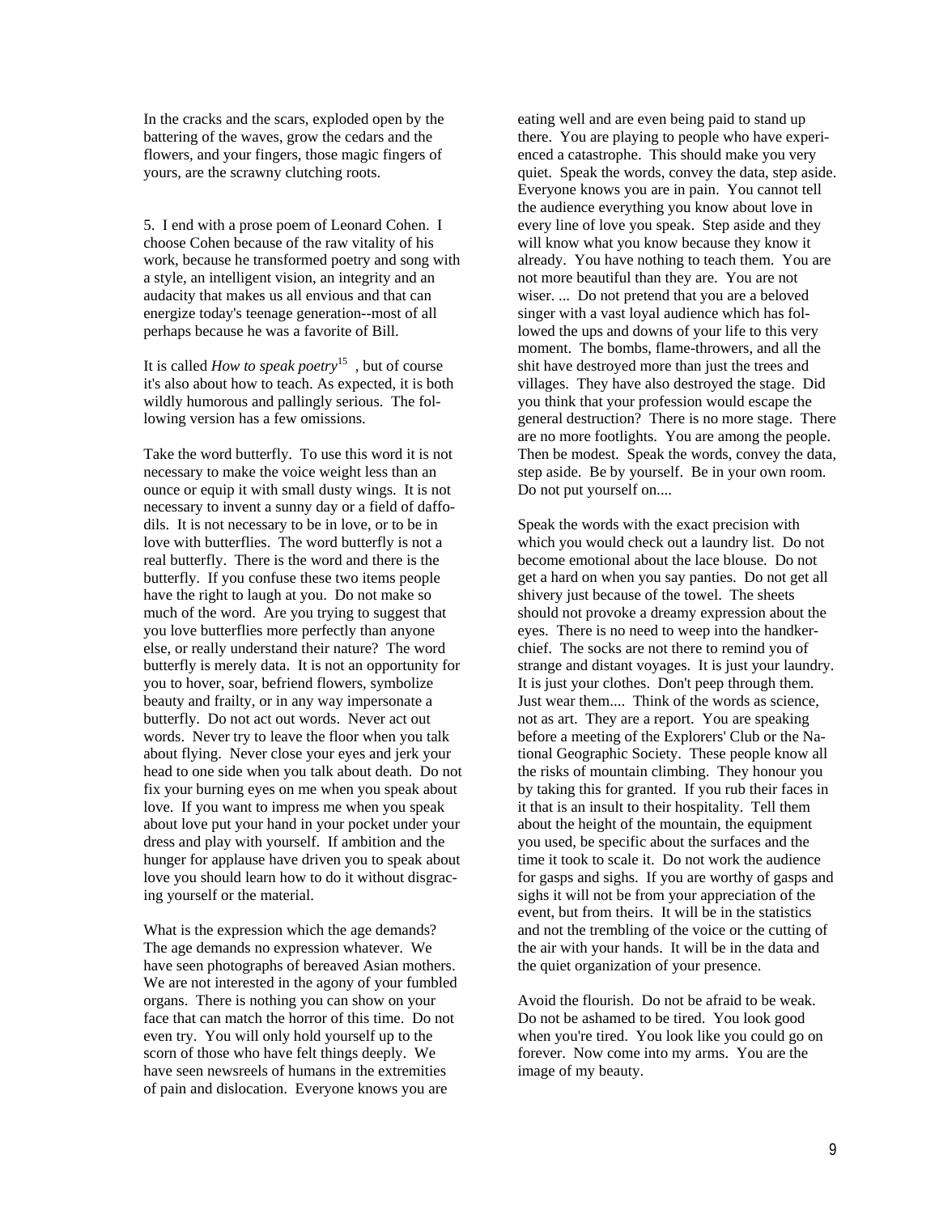In the cracks and the scars, exploded open by the battering of the waves, grow the cedars and the flowers, and your fingers, those magic fingers of yours, are the scrawny clutching roots.

5. I end with a prose poem of Leonard Cohen. I choose Cohen because of the raw vitality of his work, because he transformed poetry and song with a style, an intelligent vision, an integrity and an audacity that makes us all envious and that can energize today's teenage generation--most of all perhaps because he was a favorite of Bill.

It is called *How to speak poetry*[15], but of course it's also about how to teach. As expected, it is both wildly humorous and pallingly serious. The following version has a few omissions.

Take the word butterfly. To use this word it is not necessary to make the voice weight less than an ounce or equip it with small dusty wings. It is not necessary to invent a sunny day or a field of daffodils. It is not necessary to be in love, or to be in love with butterflies. The word butterfly is not a real butterfly. There is the word and there is the butterfly. If you confuse these two items people have the right to laugh at you. Do not make so much of the word. Are you trying to suggest that you love butterflies more perfectly than anyone else, or really understand their nature? The word butterfly is merely data. It is not an opportunity for you to hover, soar, befriend flowers, symbolize beauty and frailty, or in any way impersonate a butterfly. Do not act out words. Never act out words. Never try to leave the floor when you talk about flying. Never close your eyes and jerk your head to one side when you talk about death. Do not fix your burning eyes on me when you speak about love. If you want to impress me when you speak about love put your hand in your pocket under your dress and play with yourself. If ambition and the hunger for applause have driven you to speak about love you should learn how to do it without disgracing yourself or the material.

What is the expression which the age demands? The age demands no expression whatever. We have seen photographs of bereaved Asian mothers. We are not interested in the agony of your fumbled organs. There is nothing you can show on your face that can match the horror of this time. Do not even try. You will only hold yourself up to the scorn of those who have felt things deeply. We have seen newsreels of humans in the extremities of pain and dislocation. Everyone knows you are eating well and are even being paid to stand up there. You are playing to people who have experienced a catastrophe. This should make you very quiet. Speak the words, convey the data, step aside. Everyone knows you are in pain. You cannot tell the audience everything you know about love in every line of love you speak. Step aside and they will know what you know because they know it already. You have nothing to teach them. You are not more beautiful than they are. You are not wiser. ... Do not pretend that you are a beloved singer with a vast loyal audience which has followed the ups and downs of your life to this very moment. The bombs, flame-throwers, and all the shit have destroyed more than just the trees and villages. They have also destroyed the stage. Did you think that your profession would escape the general destruction? There is no more stage. There are no more footlights. You are among the people. Then be modest. Speak the words, convey the data, step aside. Be by yourself. Be in your own room. Do not put yourself on....

Speak the words with the exact precision with which you would check out a laundry list. Do not become emotional about the lace blouse. Do not get a hard on when you say panties. Do not get all shivery just because of the towel. The sheets should not provoke a dreamy expression about the eyes. There is no need to weep into the handkerchief. The socks are not there to remind you of strange and distant voyages. It is just your laundry. It is just your clothes. Don't peep through them. Just wear them.... Think of the words as science, not as art. They are a report. You are speaking before a meeting of the Explorers' Club or the National Geographic Society. These people know all the risks of mountain climbing. They honour you by taking this for granted. If you rub their faces in it that is an insult to their hospitality. Tell them about the height of the mountain, the equipment you used, be specific about the surfaces and the time it took to scale it. Do not work the audience for gasps and sighs. If you are worthy of gasps and sighs it will not be from your appreciation of the event, but from theirs. It will be in the statistics and not the trembling of the voice or the cutting of the air with your hands. It will be in the data and the quiet organization of your presence.

Avoid the flourish. Do not be afraid to be weak. Do not be ashamed to be tired. You look good when you're tired. You look like you could go on forever. Now come into my arms. You are the image of my beauty.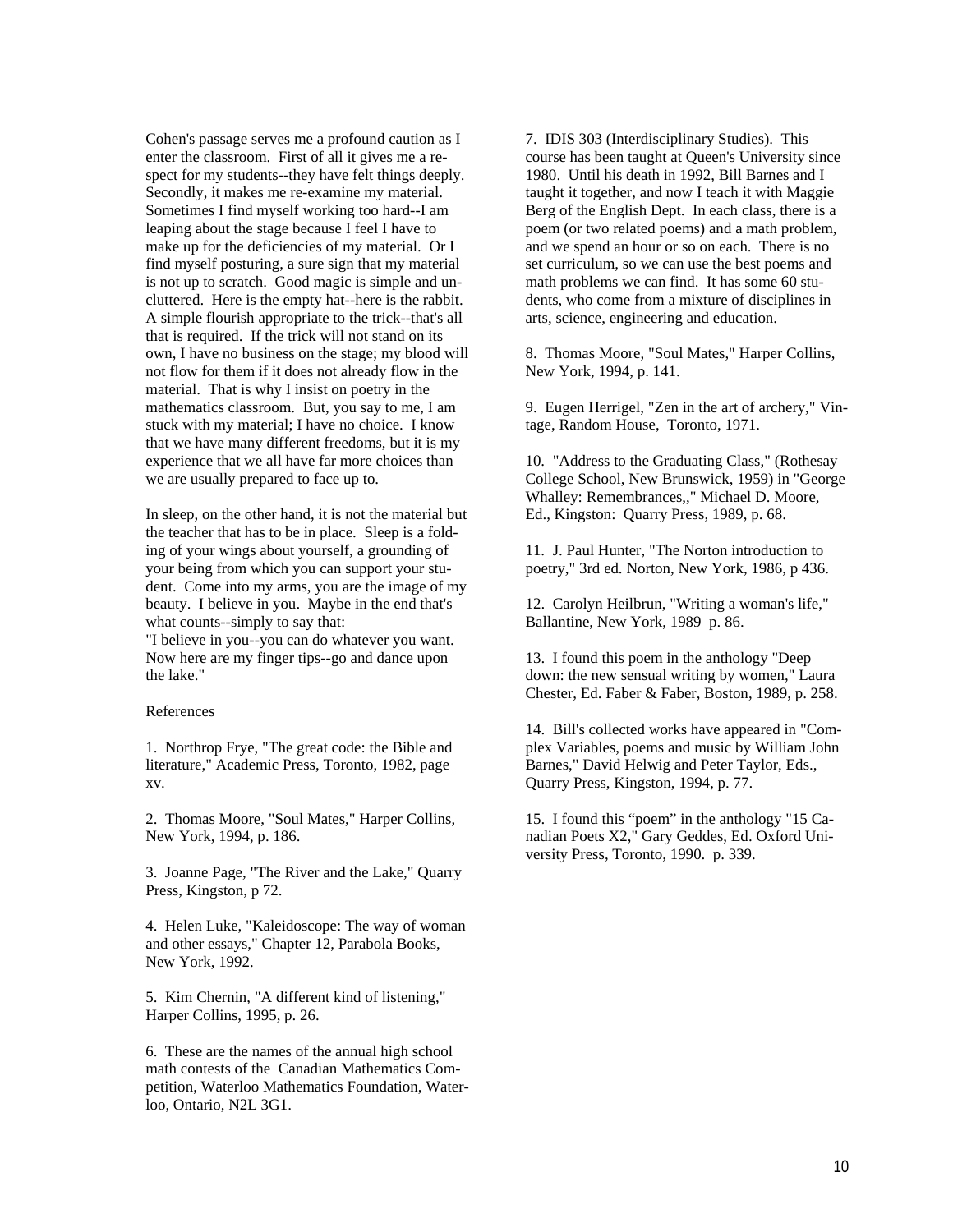Cohen's passage serves me a profound caution as I enter the classroom. First of all it gives me a respect for my students--they have felt things deeply. Secondly, it makes me re-examine my material. Sometimes I find myself working too hard--I am leaping about the stage because I feel I have to make up for the deficiencies of my material. Or I find myself posturing, a sure sign that my material is not up to scratch. Good magic is simple and uncluttered. Here is the empty hat--here is the rabbit. A simple flourish appropriate to the trick--that's all that is required. If the trick will not stand on its own, I have no business on the stage; my blood will not flow for them if it does not already flow in the material. That is why I insist on poetry in the mathematics classroom. But, you say to me, I am stuck with my material; I have no choice. I know that we have many different freedoms, but it is my experience that we all have far more choices than we are usually prepared to face up to.

In sleep, on the other hand, it is not the material but the teacher that has to be in place. Sleep is a folding of your wings about yourself, a grounding of your being from which you can support your student. Come into my arms, you are the image of my beauty. I believe in you. Maybe in the end that's what counts--simply to say that:
"I believe in you--you can do whatever you want. Now here are my finger tips--go and dance upon the lake."

References

1. Northrop Frye, "The great code: the Bible and literature," Academic Press, Toronto, 1982, page xv.

2. Thomas Moore, "Soul Mates," Harper Collins, New York, 1994, p. 186.

3. Joanne Page, "The River and the Lake," Quarry Press, Kingston, p 72.

4. Helen Luke, "Kaleidoscope: The way of woman and other essays," Chapter 12, Parabola Books, New York, 1992.

5. Kim Chernin, "A different kind of listening," Harper Collins, 1995, p. 26.

6. These are the names of the annual high school math contests of the Canadian Mathematics Competition, Waterloo Mathematics Foundation, Waterloo, Ontario, N2L 3G1.

7. IDIS 303 (Interdisciplinary Studies). This course has been taught at Queen's University since 1980. Until his death in 1992, Bill Barnes and I taught it together, and now I teach it with Maggie Berg of the English Dept. In each class, there is a poem (or two related poems) and a math problem, and we spend an hour or so on each. There is no set curriculum, so we can use the best poems and math problems we can find. It has some 60 students, who come from a mixture of disciplines in arts, science, engineering and education.

8. Thomas Moore, "Soul Mates," Harper Collins, New York, 1994, p. 141.

9. Eugen Herrigel, "Zen in the art of archery," Vintage, Random House, Toronto, 1971.

10. "Address to the Graduating Class," (Rothesay College School, New Brunswick, 1959) in "George Whalley: Remembrances,," Michael D. Moore, Ed., Kingston: Quarry Press, 1989, p. 68.

11. J. Paul Hunter, "The Norton introduction to poetry," 3rd ed. Norton, New York, 1986, p 436.

12. Carolyn Heilbrun, "Writing a woman's life," Ballantine, New York, 1989 p. 86.

13. I found this poem in the anthology "Deep down: the new sensual writing by women," Laura Chester, Ed. Faber & Faber, Boston, 1989, p. 258.

14. Bill's collected works have appeared in "Complex Variables, poems and music by William John Barnes," David Helwig and Peter Taylor, Eds., Quarry Press, Kingston, 1994, p. 77.

15. I found this "poem" in the anthology "15 Canadian Poets X2," Gary Geddes, Ed. Oxford University Press, Toronto, 1990. p. 339.